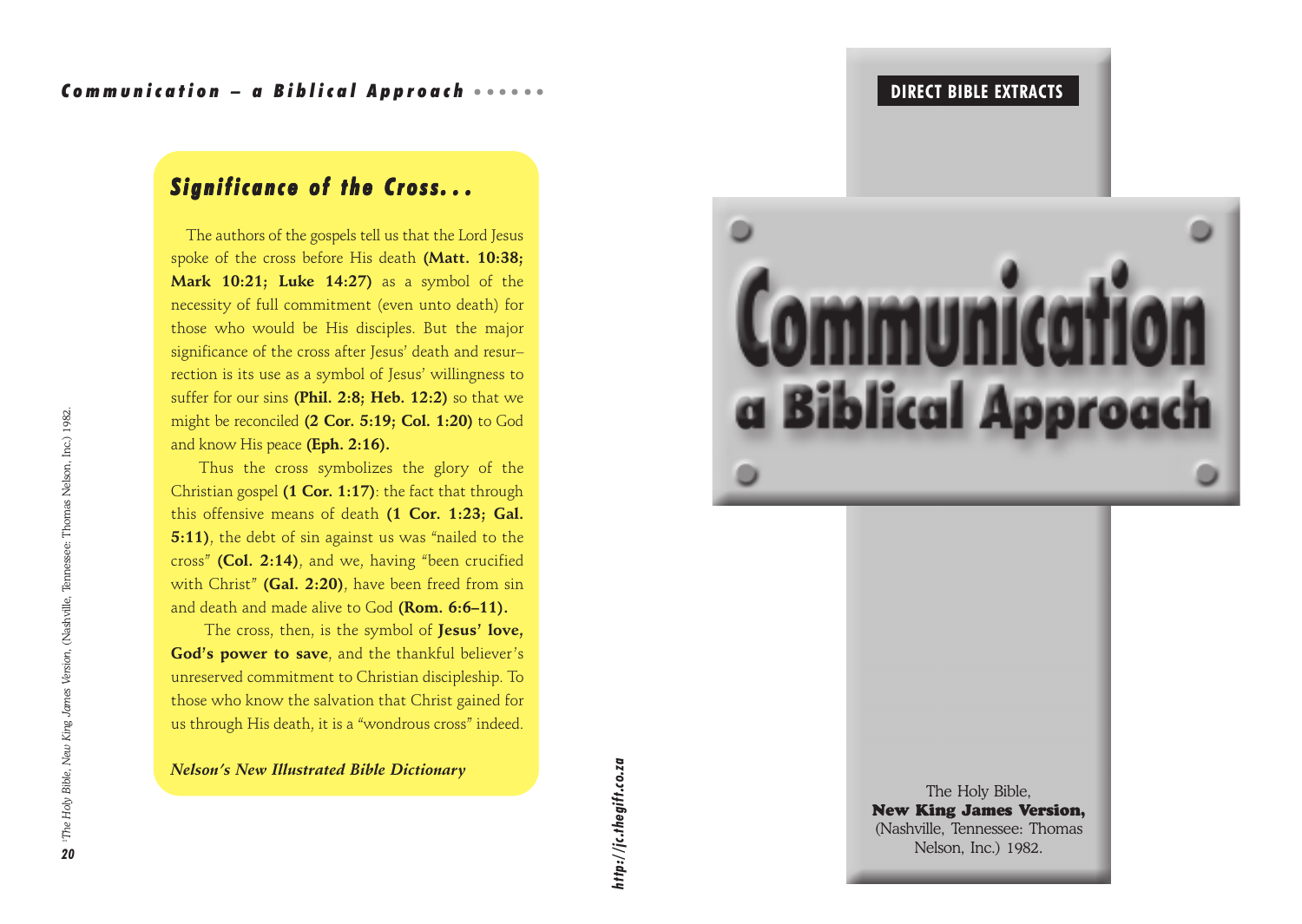## Significance of the Cross...

The authors of the gospels tell us that the Lord Jesus spoke of the cross before His death **(Matt. 10:38; Mark 10:21; Luke 14:27)** as a symbol of the necessity of full commitment (even unto death) for those who would be His disciples. But the major significance of the cross after Jesus' death and resurrection is its use as a symbol of Jesus' willingness to suffer for our sins **(Phil. 2:8; Heb. 12:2)** so that we might be reconciled **(2 Cor. 5:19; Col. 1:20)** to God and know His peace **(Eph. 2:16).**

Thus the cross symbolizes the glory of the Christian gospel **(1 Cor. 1:17)**: the fact that through this offensive means of death **(1 Cor. 1:23; Gal. 5:11)**, the debt of sin against us was "nailed to the cross" **(Col. 2:14)**, and we, having "been crucified with Christ" **(Gal. 2:20)**, have been freed from sin and death and made alive to God **(Rom. 6:6–11).**

The cross, then, is the symbol of **Jesus' love, God's power to save**, and the thankful believer's unreserved commitment to Christian discipleship. To those who know the salvation that Christ gained for us through His death, it is a "wondrous cross" indeed.

***Nelson's New Illustrated Bible Dictionary***

[1]*The Holy Bible, New King James Version*, (Nashville, Tennessee: Thomas Nelson, Inc.) 1982.

***http://jc.thegift.co.za***

**DIRECT BIBLE EXTRACTS**

# Communication
## a Biblical Approach

The Holy Bible,
**New King James Version,**
(Nashville, Tennessee: Thomas Nelson, Inc.) 1982.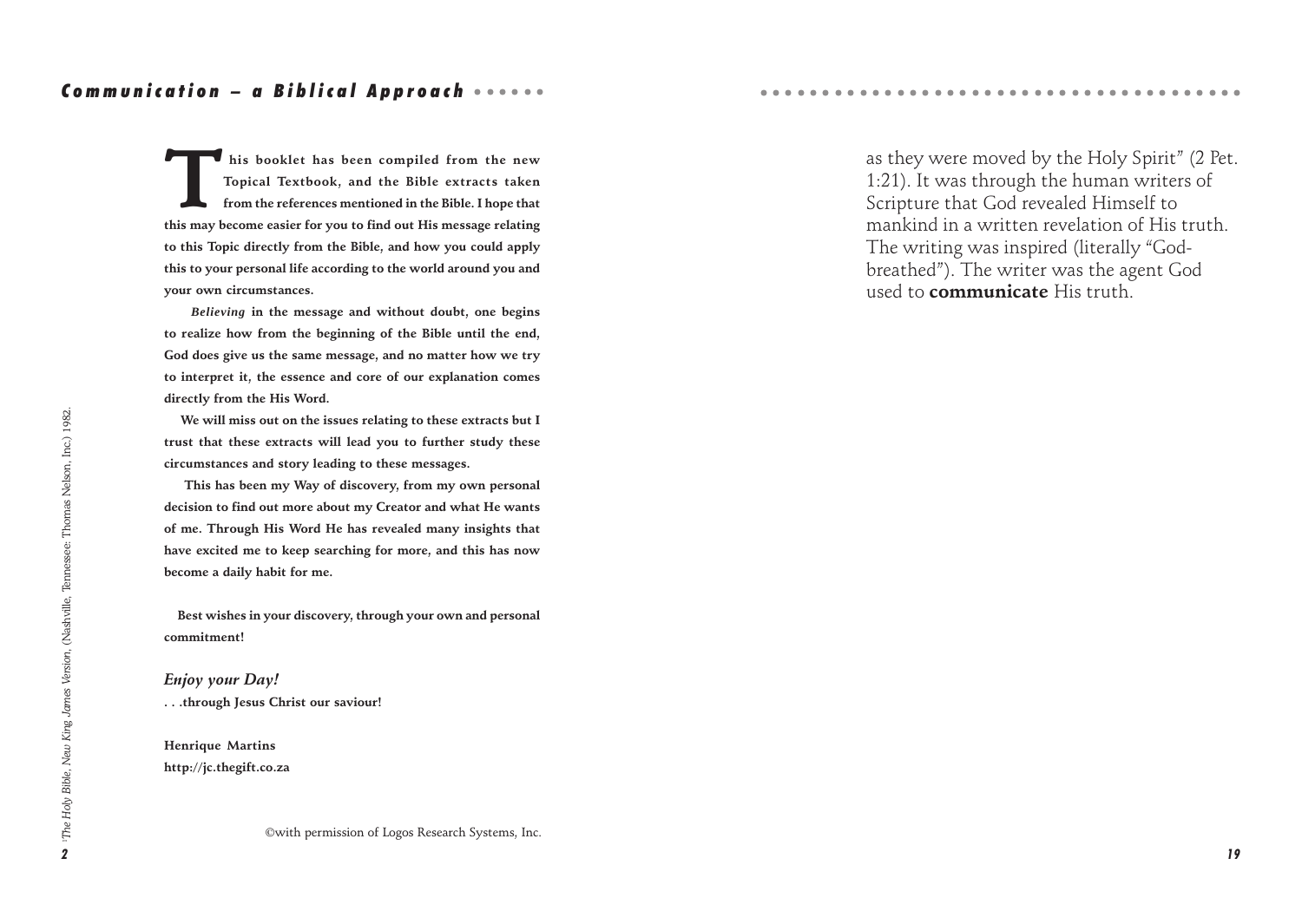**This booklet has been compiled from the new Topical Textbook, and the Bible extracts taken from the references mentioned in the Bible. I hope that this may become easier for you to find out His message relating to this Topic directly from the Bible, and how you could apply this to your personal life according to the world around you and your own circumstances.**

***Believing*** **in the message and without doubt, one begins to realize how from the beginning of the Bible until the end, God does give us the same message, and no matter how we try to interpret it, the essence and core of our explanation comes directly from the His Word.**

**We will miss out on the issues relating to these extracts but I trust that these extracts will lead you to further study these circumstances and story leading to these messages.**

**This has been my Way of discovery, from my own personal decision to find out more about my Creator and what He wants of me. Through His Word He has revealed many insights that have excited me to keep searching for more, and this has now become a daily habit for me.**

**Best wishes in your discovery, through your own and personal commitment!**

***Enjoy your Day!***

**. . .through Jesus Christ our saviour!**

**Henrique Martins**
**http://jc.thegift.co.za**

©with permission of Logos Research Systems, Inc.

[1]*The Holy Bible, New King James Version*, (Nashville, Tennessee: Thomas Nelson, Inc.) 1982.

as they were moved by the Holy Spirit" (2 Pet. 1:21). It was through the human writers of Scripture that God revealed Himself to mankind in a written revelation of His truth. The writing was inspired (literally "God-breathed"). The writer was the agent God used to **communicate** His truth.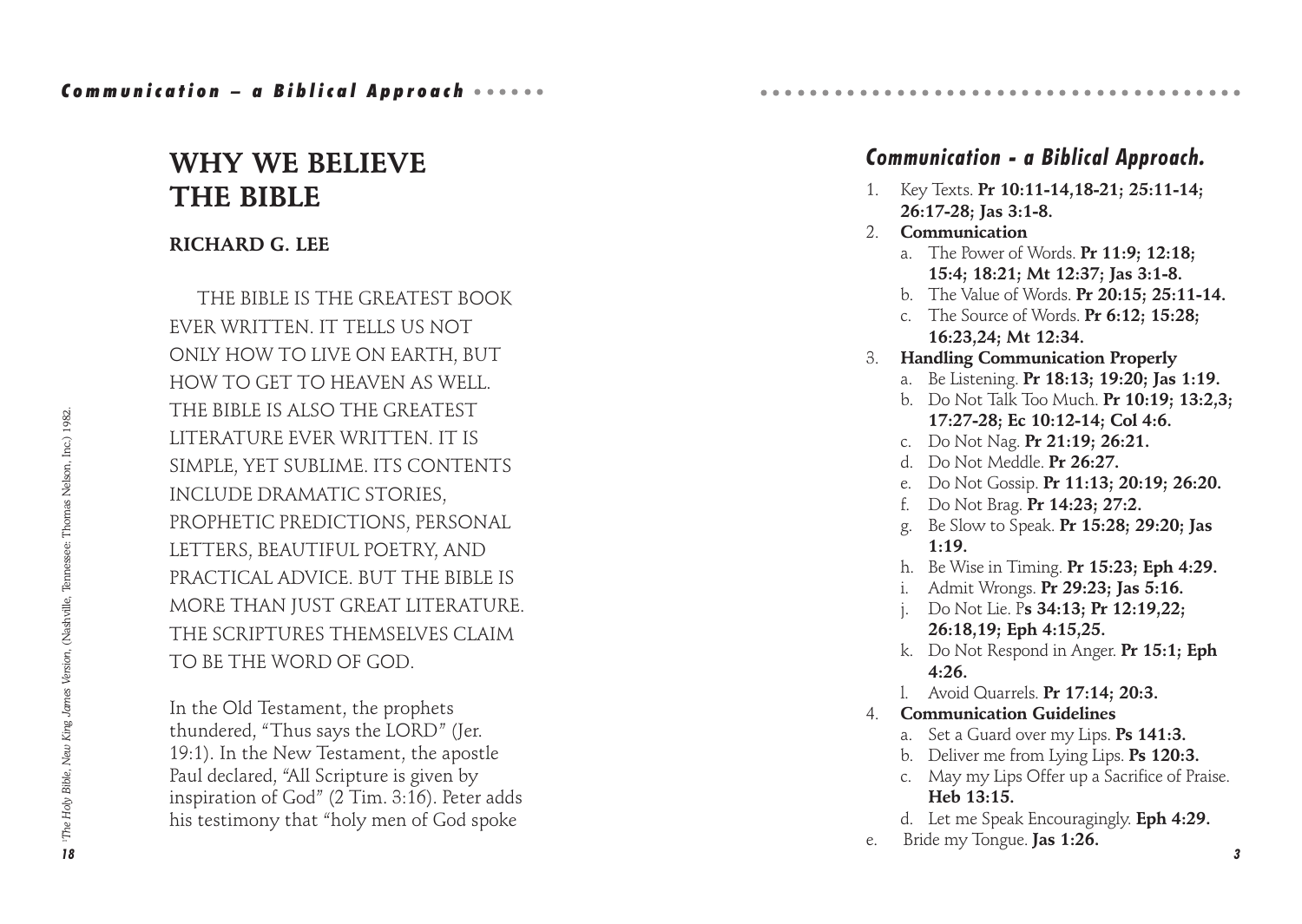# WHY WE BELIEVE THE BIBLE

**RICHARD G. LEE**

THE BIBLE IS THE GREATEST BOOK EVER WRITTEN. IT TELLS US NOT ONLY HOW TO LIVE ON EARTH, BUT HOW TO GET TO HEAVEN AS WELL. THE BIBLE IS ALSO THE GREATEST LITERATURE EVER WRITTEN. IT IS SIMPLE, YET SUBLIME. ITS CONTENTS INCLUDE DRAMATIC STORIES, PROPHETIC PREDICTIONS, PERSONAL LETTERS, BEAUTIFUL POETRY, AND PRACTICAL ADVICE. BUT THE BIBLE IS MORE THAN JUST GREAT LITERATURE. THE SCRIPTURES THEMSELVES CLAIM TO BE THE WORD OF GOD.

In the Old Testament, the prophets thundered, "Thus says the LORD" (Jer. 19:1). In the New Testament, the apostle Paul declared, "All Scripture is given by inspiration of God" (2 Tim. 3:16). Peter adds his testimony that "holy men of God spoke

[1]*The Holy Bible, New King James Version*, (Nashville, Tennessee: Thomas Nelson, Inc.) 1982.

## *Communication - a Biblical Approach.*

1. Key Texts. **Pr 10:11-14,18-21; 25:11-14; 26:17-28; Jas 3:1-8.**
2. **Communication**
   a. The Power of Words. **Pr 11:9; 12:18; 15:4; 18:21; Mt 12:37; Jas 3:1-8.**
   b. The Value of Words. **Pr 20:15; 25:11-14.**
   c. The Source of Words. **Pr 6:12; 15:28; 16:23,24; Mt 12:34.**
3. **Handling Communication Properly**
   a. Be Listening. **Pr 18:13; 19:20; Jas 1:19.**
   b. Do Not Talk Too Much. **Pr 10:19; 13:2,3; 17:27-28; Ec 10:12-14; Col 4:6.**
   c. Do Not Nag. **Pr 21:19; 26:21.**
   d. Do Not Meddle. **Pr 26:27.**
   e. Do Not Gossip. **Pr 11:13; 20:19; 26:20.**
   f. Do Not Brag. **Pr 14:23; 27:2.**
   g. Be Slow to Speak. **Pr 15:28; 29:20; Jas 1:19.**
   h. Be Wise in Timing. **Pr 15:23; Eph 4:29.**
   i. Admit Wrongs. **Pr 29:23; Jas 5:16.**
   j. Do Not Lie. P**s 34:13; Pr 12:19,22; 26:18,19; Eph 4:15,25.**
   k. Do Not Respond in Anger. **Pr 15:1; Eph 4:26.**
   l. Avoid Quarrels. **Pr 17:14; 20:3.**
4. **Communication Guidelines**
   a. Set a Guard over my Lips. **Ps 141:3.**
   b. Deliver me from Lying Lips. **Ps 120:3.**
   c. May my Lips Offer up a Sacrifice of Praise. **Heb 13:15.**
   d. Let me Speak Encouragingly. **Eph 4:29.**
   e. Bride my Tongue. **Jas 1:26.**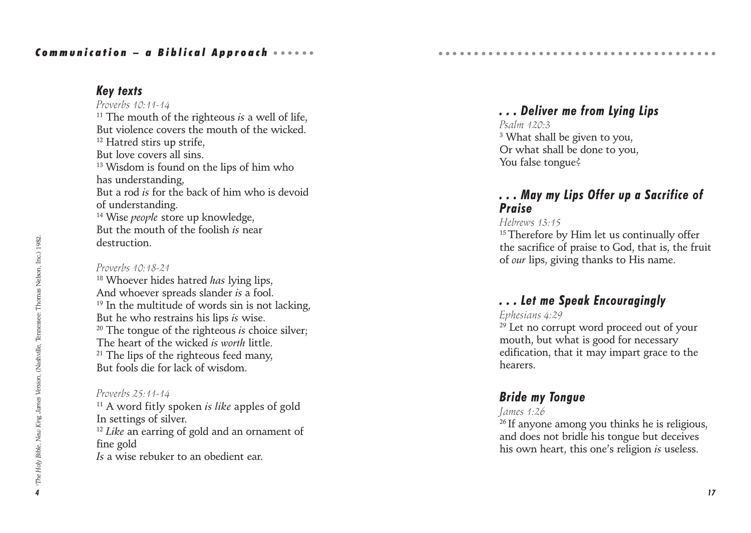## Key texts

*Proverbs 10:11-14*

[11] The mouth of the righteous *is* a well of life,
But violence covers the mouth of the wicked.
[12] Hatred stirs up strife,
But love covers all sins.
[13] Wisdom is found on the lips of him who has understanding,
But a rod *is* for the back of him who is devoid of understanding.
[14] Wise *people* store up knowledge,
But the mouth of the foolish *is* near destruction.

*Proverbs 10:18-21*

[18] Whoever hides hatred *has* lying lips,
And whoever spreads slander *is* a fool.
[19] In the multitude of words sin is not lacking,
But he who restrains his lips *is* wise.
[20] The tongue of the righteous *is* choice silver;
The heart of the wicked *is worth* little.
[21] The lips of the righteous feed many,
But fools die for lack of wisdom.

*Proverbs 25:11-14*

[11] A word fitly spoken *is like* apples of gold
In settings of silver.
[12] *Like* an earring of gold and an ornament of fine gold
*Is* a wise rebuker to an obedient ear.

*[1]The Holy Bible, New King James Version, (Nashville, Tennessee: Thomas Nelson, Inc.) 1982.*

## . . . Deliver me from Lying Lips

*Psalm 120:3*

[3] What shall be given to you,
Or what shall be done to you,
You false tongue?

## . . . May my Lips Offer up a Sacrifice of Praise

*Hebrews 13:15*

[15] Therefore by Him let us continually offer the sacrifice of praise to God, that is, the fruit of *our* lips, giving thanks to His name.

## . . . Let me Speak Encouragingly

*Ephesians 4:29*

[29] Let no corrupt word proceed out of your mouth, but what is good for necessary edification, that it may impart grace to the hearers.

## Bride my Tongue

*James 1:26*

[26] If anyone among you thinks he is religious, and does not bridle his tongue but deceives his own heart, this one's religion *is* useless.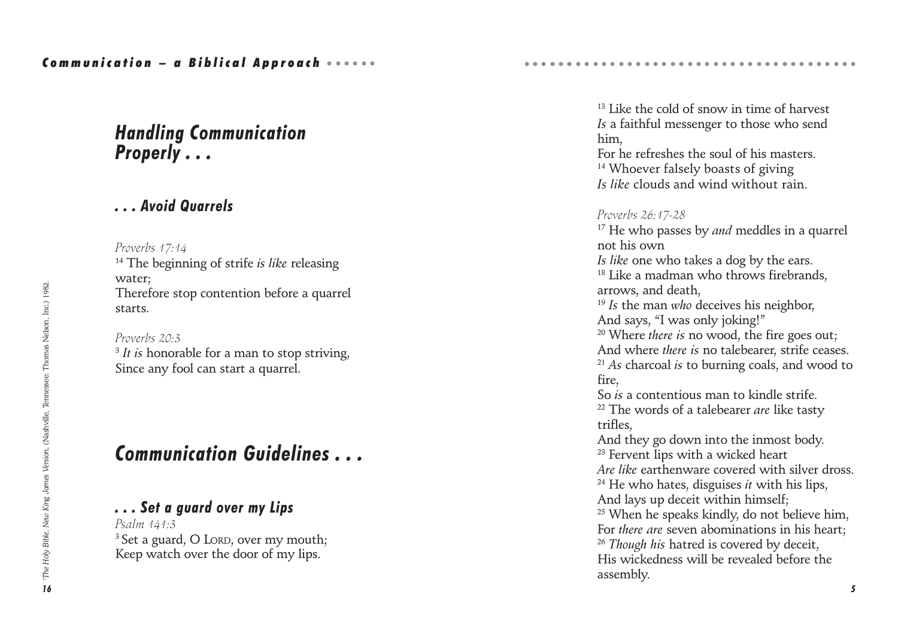## *Handling Communication Properly . . .*

### *. . . Avoid Quarrels*

*Proverbs 17:14*

[14] The beginning of strife *is like* releasing water;
Therefore stop contention before a quarrel starts.

*Proverbs 20:3*

[3] *It is* honorable for a man to stop striving,
Since any fool can start a quarrel.

## *Communication Guidelines . . .*

### *. . . Set a guard over my Lips*

*Psalm 141:3*

[3] Set a guard, O LORD, over my mouth;
Keep watch over the door of my lips.

[1]*The Holy Bible, New King James Version*, (Nashville, Tennessee: Thomas Nelson, Inc.) 1982.

[13] Like the cold of snow in time of harvest
*Is* a faithful messenger to those who send him,
For he refreshes the soul of his masters.
[14] Whoever falsely boasts of giving
*Is like* clouds and wind without rain.

*Proverbs 26:17-28*

[17] He who passes by *and* meddles in a quarrel not his own
*Is like* one who takes a dog by the ears.
[18] Like a madman who throws firebrands, arrows, and death,
[19] *Is* the man *who* deceives his neighbor,
And says, "I was only joking!"
[20] Where *there is* no wood, the fire goes out;
And where *there is* no talebearer, strife ceases.
[21] *As* charcoal *is* to burning coals, and wood to fire,
So *is* a contentious man to kindle strife.
[22] The words of a talebearer *are* like tasty trifles,
And they go down into the inmost body.
[23] Fervent lips with a wicked heart
*Are like* earthenware covered with silver dross.
[24] He who hates, disguises *it* with his lips,
And lays up deceit within himself;
[25] When he speaks kindly, do not believe him,
For *there are* seven abominations in his heart;
[26] *Though his* hatred is covered by deceit,
His wickedness will be revealed before the assembly.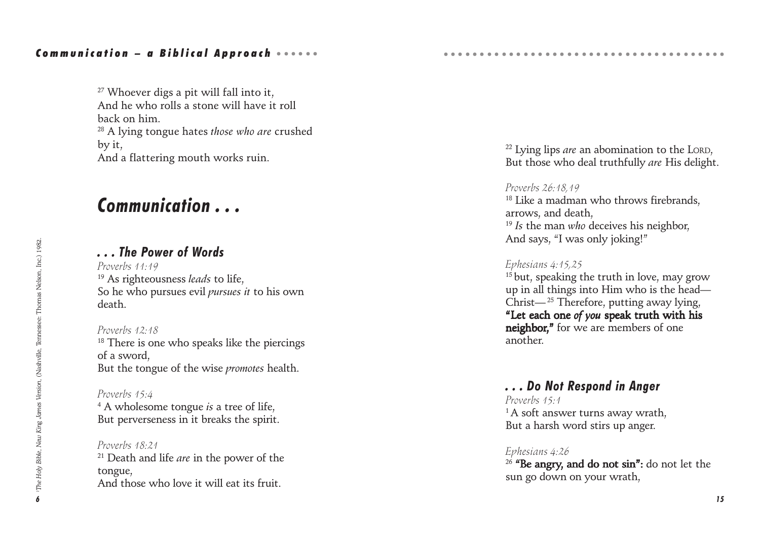[27] Whoever digs a pit will fall into it,
And he who rolls a stone will have it roll back on him.
[28] A lying tongue hates *those who are* crushed by it,
And a flattering mouth works ruin.

## Communication . . .

### . . . The Power of Words

*Proverbs 11:19*
[19] As righteousness *leads* to life,
So he who pursues evil *pursues it* to his own death.

*Proverbs 12:18*
[18] There is one who speaks like the piercings of a sword,
But the tongue of the wise *promotes* health.

*Proverbs 15:4*
[4] A wholesome tongue *is* a tree of life,
But perverseness in it breaks the spirit.

*Proverbs 18:21*
[21] Death and life *are* in the power of the tongue,
And those who love it will eat its fruit.

[1]*The Holy Bible, New King James Version*, (Nashville, Tennessee: Thomas Nelson, Inc.) 1982.

[22] Lying lips *are* an abomination to the LORD,
But those who deal truthfully *are* His delight.

*Proverbs 26:18,19*
[18] Like a madman who throws firebrands, arrows, and death,
[19] *Is* the man *who* deceives his neighbor,
And says, "I was only joking!"

*Ephesians 4:15,25*
[15] but, speaking the truth in love, may grow up in all things into Him who is the head—Christ— [25] Therefore, putting away lying, **"Let each one *of you* speak truth with his neighbor,"** for we are members of one another.

### . . . Do Not Respond in Anger

*Proverbs 15:1*
[1] A soft answer turns away wrath,
But a harsh word stirs up anger.

*Ephesians 4:26*
[26] **"Be angry, and do not sin":** do not let the sun go down on your wrath,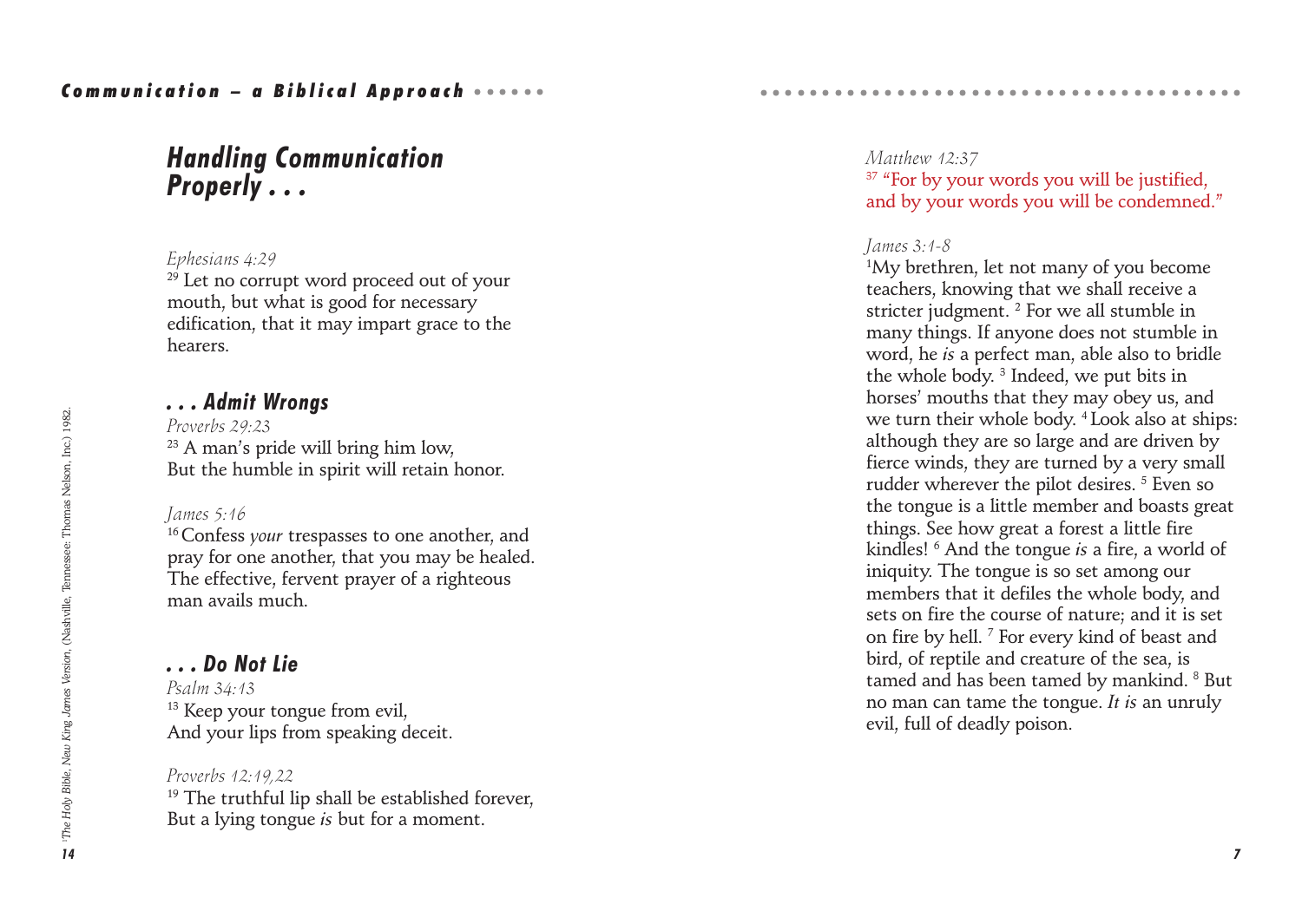## Handling Communication Properly . . .

*Ephesians 4:29*
[29] Let no corrupt word proceed out of your mouth, but what is good for necessary edification, that it may impart grace to the hearers.

### . . . Admit Wrongs

*Proverbs 29:23*
[23] A man's pride will bring him low,
But the humble in spirit will retain honor.

*James 5:16*
[16] Confess *your* trespasses to one another, and pray for one another, that you may be healed. The effective, fervent prayer of a righteous man avails much.

### . . . Do Not Lie

*Psalm 34:13*
[13] Keep your tongue from evil,
And your lips from speaking deceit.

*Proverbs 12:19,22*
[19] The truthful lip shall be established forever,
But a lying tongue *is* but for a moment.

*Matthew 12:37*
[37] "For by your words you will be justified, and by your words you will be condemned."

*James 3:1-8*
[1]My brethren, let not many of you become teachers, knowing that we shall receive a stricter judgment. [2] For we all stumble in many things. If anyone does not stumble in word, he *is* a perfect man, able also to bridle the whole body. [3] Indeed, we put bits in horses' mouths that they may obey us, and we turn their whole body. [4] Look also at ships: although they are so large and are driven by fierce winds, they are turned by a very small rudder wherever the pilot desires. [5] Even so the tongue is a little member and boasts great things. See how great a forest a little fire kindles! [6] And the tongue *is* a fire, a world of iniquity. The tongue is so set among our members that it defiles the whole body, and sets on fire the course of nature; and it is set on fire by hell. [7] For every kind of beast and bird, of reptile and creature of the sea, is tamed and has been tamed by mankind. [8] But no man can tame the tongue. *It is* an unruly evil, full of deadly poison.

[1]*The Holy Bible, New King James Version*, (Nashville, Tennessee: Thomas Nelson, Inc.) 1982.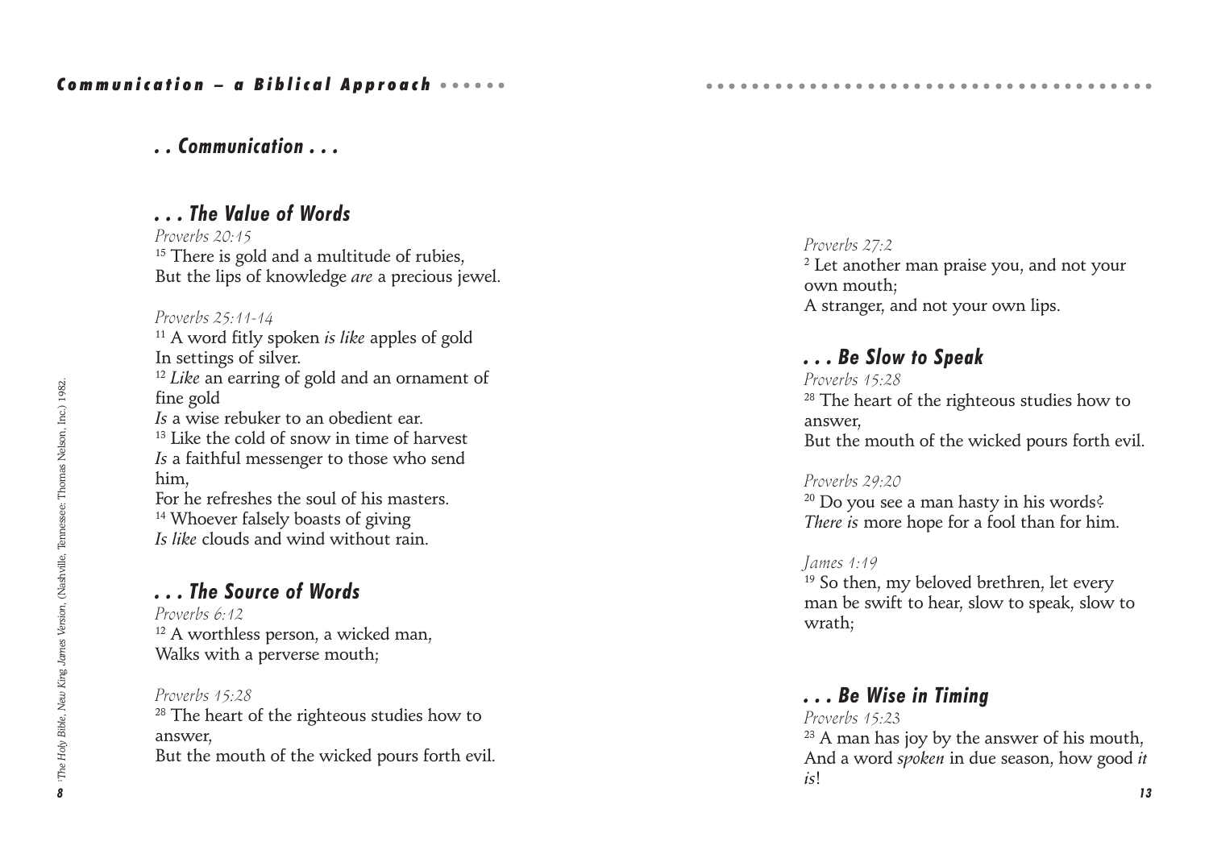## . . Communication . . .

### . . . The Value of Words

*Proverbs 20:15*

[15] There is gold and a multitude of rubies,
But the lips of knowledge *are* a precious jewel.

*Proverbs 25:11-14*

[11] A word fitly spoken *is like* apples of gold
In settings of silver.
[12] *Like* an earring of gold and an ornament of fine gold
*Is* a wise rebuker to an obedient ear.
[13] Like the cold of snow in time of harvest
*Is* a faithful messenger to those who send him,
For he refreshes the soul of his masters.
[14] Whoever falsely boasts of giving
*Is like* clouds and wind without rain.

### . . . The Source of Words

*Proverbs 6:12*

[12] A worthless person, a wicked man,
Walks with a perverse mouth;

*Proverbs 15:28*

[28] The heart of the righteous studies how to answer,
But the mouth of the wicked pours forth evil.

[1] *The Holy Bible, New King James Version*, (Nashville, Tennessee: Thomas Nelson, Inc.) 1982.

*Proverbs 27:2*

[2] Let another man praise you, and not your own mouth;
A stranger, and not your own lips.

### . . . Be Slow to Speak

*Proverbs 15:28*

[28] The heart of the righteous studies how to answer,
But the mouth of the wicked pours forth evil.

*Proverbs 29:20*

[20] Do you see a man hasty in his words?
*There is* more hope for a fool than for him.

*James 1:19*

[19] So then, my beloved brethren, let every man be swift to hear, slow to speak, slow to wrath;

### . . . Be Wise in Timing

*Proverbs 15:23*

[23] A man has joy by the answer of his mouth,
And a word *spoken* in due season, how good *it is*!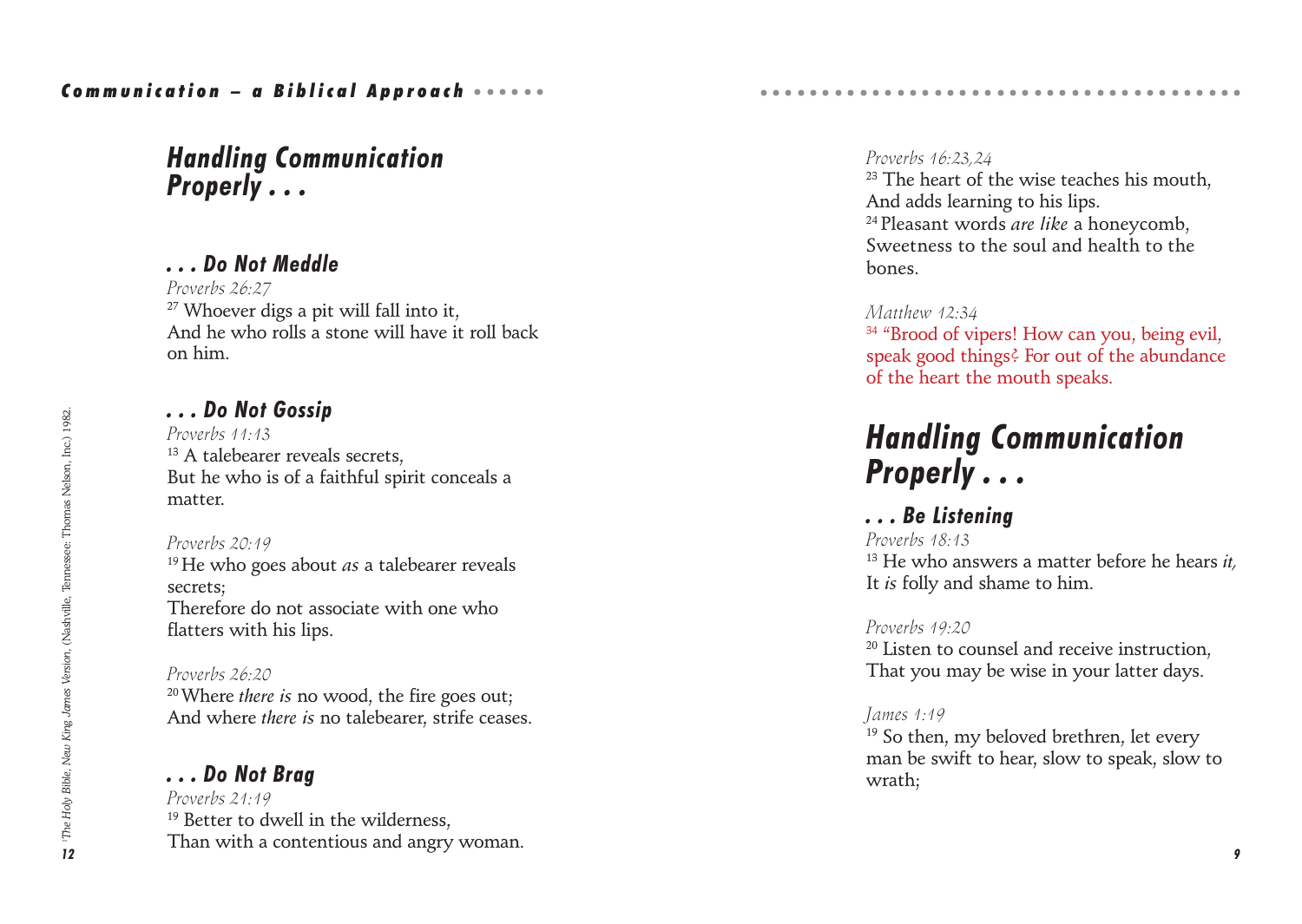## Handling Communication Properly . . .

### . . . Do Not Meddle

*Proverbs 26:27*

[27] Whoever digs a pit will fall into it,
And he who rolls a stone will have it roll back on him.

### . . . Do Not Gossip

*Proverbs 11:13*

[13] A talebearer reveals secrets,
But he who is of a faithful spirit conceals a matter.

*Proverbs 20:19*

[19] He who goes about *as* a talebearer reveals secrets;
Therefore do not associate with one who flatters with his lips.

*Proverbs 26:20*

[20] Where *there is* no wood, the fire goes out;
And where *there is* no talebearer, strife ceases.

### . . . Do Not Brag

*Proverbs 21:19*

[19] Better to dwell in the wilderness,
Than with a contentious and angry woman.

*Proverbs 16:23,24*

[23] The heart of the wise teaches his mouth,
And adds learning to his lips.
[24] Pleasant words *are like* a honeycomb,
Sweetness to the soul and health to the bones.

*Matthew 12:34*

[34] "Brood of vipers! How can you, being evil, speak good things? For out of the abundance of the heart the mouth speaks.

## Handling Communication Properly . . .

### . . . Be Listening

*Proverbs 18:13*

[13] He who answers a matter before he hears *it,*
It *is* folly and shame to him.

*Proverbs 19:20*

[20] Listen to counsel and receive instruction,
That you may be wise in your latter days.

*James 1:19*

[19] So then, my beloved brethren, let every man be swift to hear, slow to speak, slow to wrath;

[1] *The Holy Bible, New King James Version*, (Nashville, Tennessee: Thomas Nelson, Inc.) 1982.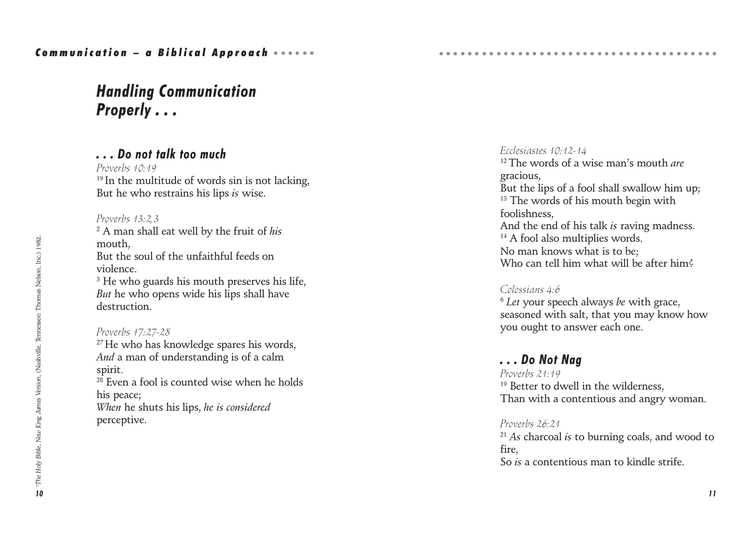## Handling Communication Properly . . .

### . . . Do not talk too much

*Proverbs 10:19*

[19] In the multitude of words sin is not lacking,
But he who restrains his lips *is* wise.

*Proverbs 13:2,3*

[2] A man shall eat well by the fruit of *his* mouth,
But the soul of the unfaithful feeds on violence.
[3] He who guards his mouth preserves his life,
*But* he who opens wide his lips shall have destruction.

*Proverbs 17:27-28*

[27] He who has knowledge spares his words,
*And* a man of understanding is of a calm spirit.
[28] Even a fool is counted wise when he holds his peace;
*When* he shuts his lips, *he is considered* perceptive.

*Ecclesiastes 10:12-14*

[12] The words of a wise man's mouth *are* gracious,
But the lips of a fool shall swallow him up;
[13] The words of his mouth begin with foolishness,
And the end of his talk *is* raving madness.
[14] A fool also multiplies words.
No man knows what is to be;
Who can tell him what will be after him?

*Colossians 4:6*

[6] *Let* your speech always *be* with grace, seasoned with salt, that you may know how you ought to answer each one.

### . . . Do Not Nag

*Proverbs 21:19*

[19] Better to dwell in the wilderness,
Than with a contentious and angry woman.

*Proverbs 26:21*

[21] *As* charcoal *is* to burning coals, and wood to fire,
So *is* a contentious man to kindle strife.

[1] *The Holy Bible, New King James Version*, (Nashville, Tennessee: Thomas Nelson, Inc.) 1982.